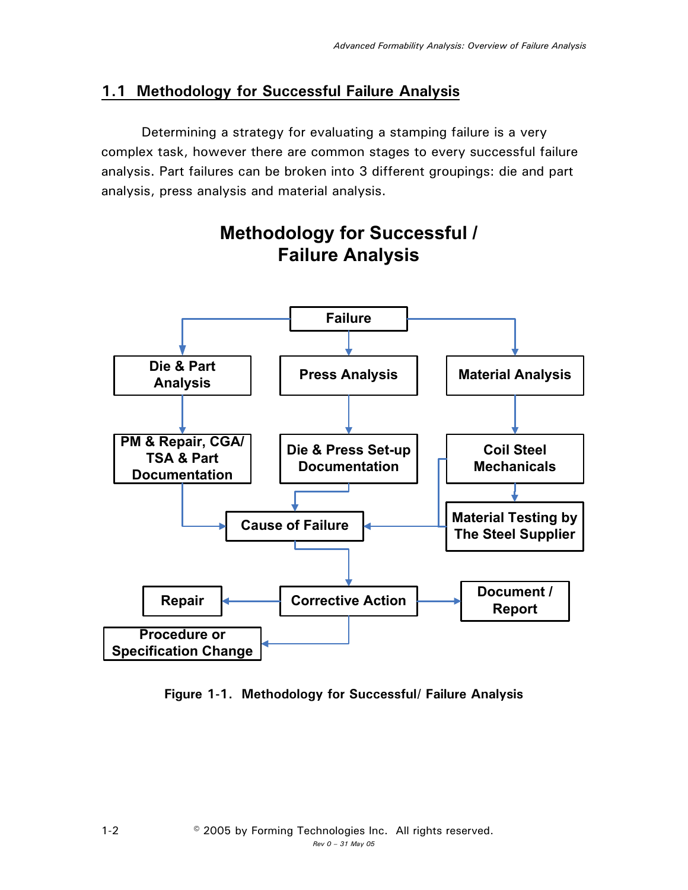## 1.1 Methodology for Successful Failure Analysis

Determining a strategy for evaluating a stamping failure is a very complex task, however there are common stages to every successful failure analysis. Part failures can be broken into 3 different groupings: die and part analysis, press analysis and material analysis.

**Methodology for Successful / Failure Analysis**

- Failure
  - Die & Part Analysis → PM & Repair, CGA/ TSA & Part Documentation → Cause of Failure
  - Press Analysis → Die & Press Set-up Documentation → Cause of Failure
  - Material Analysis → Coil Steel Mechanicals → Material Testing by The Steel Supplier → Cause of Failure
- Cause of Failure → Corrective Action
  - Corrective Action → Repair
  - Corrective Action → Document / Report
  - Corrective Action → Procedure or Specification Change

**Figure 1-1. Methodology for Successful/ Failure Analysis**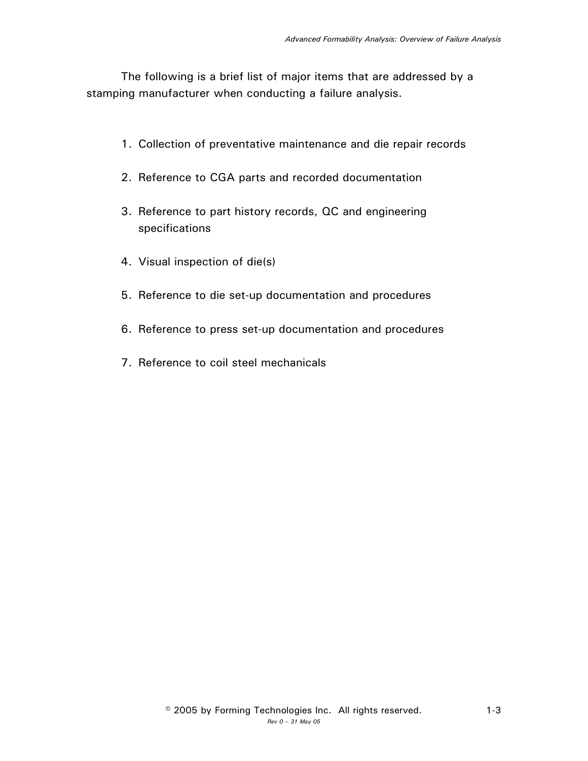The following is a brief list of major items that are addressed by a stamping manufacturer when conducting a failure analysis.

1. Collection of preventative maintenance and die repair records
2. Reference to CGA parts and recorded documentation
3. Reference to part history records, QC and engineering specifications
4. Visual inspection of die(s)
5. Reference to die set-up documentation and procedures
6. Reference to press set-up documentation and procedures
7. Reference to coil steel mechanicals